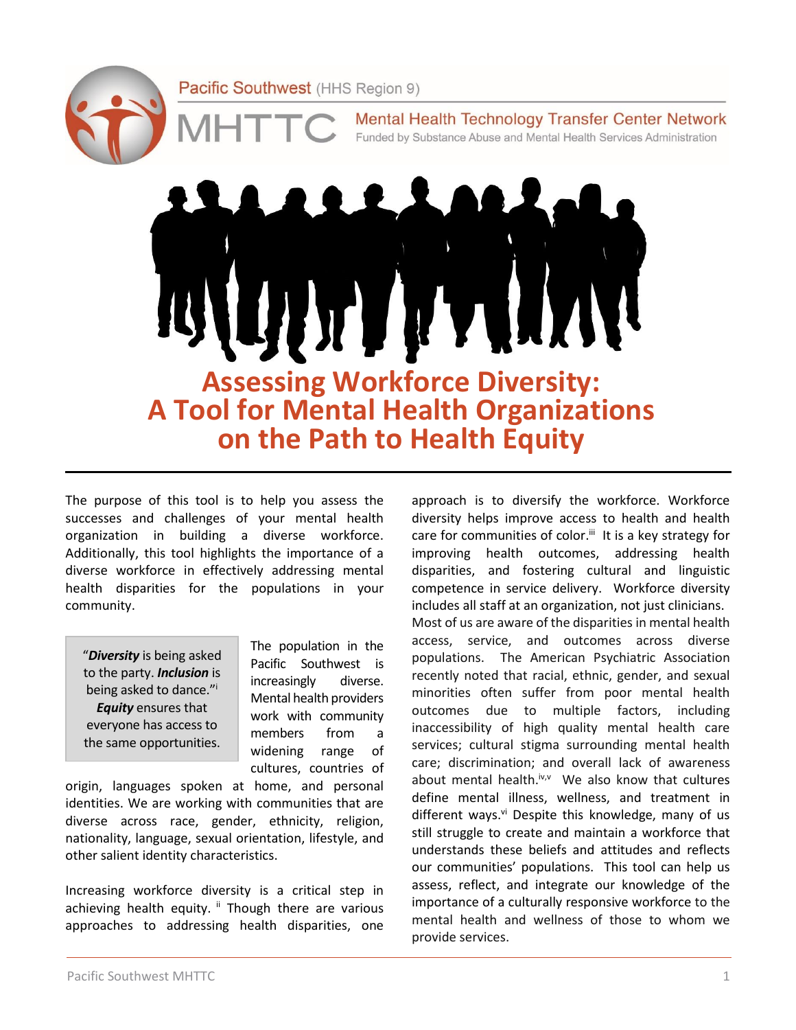Pacific Southwest (HHS Region 9)

MHTTC Mental Health Technology Transfer Center Network
Funded by Substance Abuse and Mental Health Services Administration

# Assessing Workforce Diversity: A Tool for Mental Health Organizations on the Path to Health Equity

The purpose of this tool is to help you assess the successes and challenges of your mental health organization in building a diverse workforce. Additionally, this tool highlights the importance of a diverse workforce in effectively addressing mental health disparities for the populations in your community.

> "***Diversity*** is being asked to the party. ***Inclusion*** is being asked to dance."[i] ***Equity*** ensures that everyone has access to the same opportunities.

The population in the Pacific Southwest is increasingly diverse. Mental health providers work with community members from a widening range of cultures, countries of origin, languages spoken at home, and personal identities. We are working with communities that are diverse across race, gender, ethnicity, religion, nationality, language, sexual orientation, lifestyle, and other salient identity characteristics.

Increasing workforce diversity is a critical step in achieving health equity.[ii] Though there are various approaches to addressing health disparities, one approach is to diversify the workforce. Workforce diversity helps improve access to health and health care for communities of color.[iii] It is a key strategy for improving health outcomes, addressing health disparities, and fostering cultural and linguistic competence in service delivery. Workforce diversity includes all staff at an organization, not just clinicians. Most of us are aware of the disparities in mental health access, service, and outcomes across diverse populations. The American Psychiatric Association recently noted that racial, ethnic, gender, and sexual minorities often suffer from poor mental health outcomes due to multiple factors, including inaccessibility of high quality mental health care services; cultural stigma surrounding mental health care; discrimination; and overall lack of awareness about mental health.[iv,v] We also know that cultures define mental illness, wellness, and treatment in different ways.[vi] Despite this knowledge, many of us still struggle to create and maintain a workforce that understands these beliefs and attitudes and reflects our communities' populations. This tool can help us assess, reflect, and integrate our knowledge of the importance of a culturally responsive workforce to the mental health and wellness of those to whom we provide services.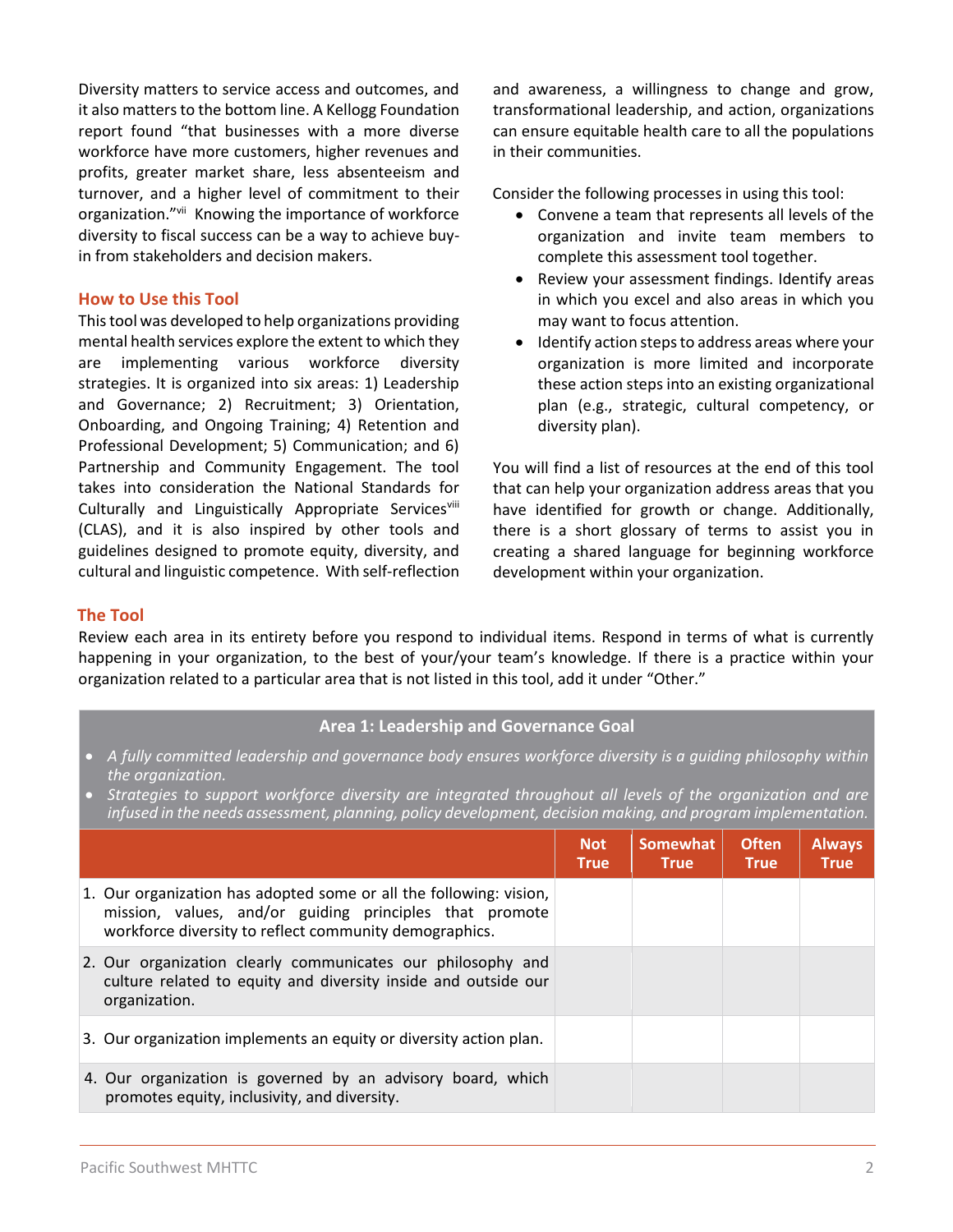Diversity matters to service access and outcomes, and it also matters to the bottom line. A Kellogg Foundation report found "that businesses with a more diverse workforce have more customers, higher revenues and profits, greater market share, less absenteeism and turnover, and a higher level of commitment to their organization."[vii] Knowing the importance of workforce diversity to fiscal success can be a way to achieve buy-in from stakeholders and decision makers.

## How to Use this Tool

This tool was developed to help organizations providing mental health services explore the extent to which they are implementing various workforce diversity strategies. It is organized into six areas: 1) Leadership and Governance; 2) Recruitment; 3) Orientation, Onboarding, and Ongoing Training; 4) Retention and Professional Development; 5) Communication; and 6) Partnership and Community Engagement. The tool takes into consideration the National Standards for Culturally and Linguistically Appropriate Services[viii] (CLAS), and it is also inspired by other tools and guidelines designed to promote equity, diversity, and cultural and linguistic competence. With self-reflection and awareness, a willingness to change and grow, transformational leadership, and action, organizations can ensure equitable health care to all the populations in their communities.

Consider the following processes in using this tool:

- Convene a team that represents all levels of the organization and invite team members to complete this assessment tool together.
- Review your assessment findings. Identify areas in which you excel and also areas in which you may want to focus attention.
- Identify action steps to address areas where your organization is more limited and incorporate these action steps into an existing organizational plan (e.g., strategic, cultural competency, or diversity plan).

You will find a list of resources at the end of this tool that can help your organization address areas that you have identified for growth or change. Additionally, there is a short glossary of terms to assist you in creating a shared language for beginning workforce development within your organization.

## The Tool

Review each area in its entirety before you respond to individual items. Respond in terms of what is currently happening in your organization, to the best of your/your team's knowledge. If there is a practice within your organization related to a particular area that is not listed in this tool, add it under "Other."

**Area 1: Leadership and Governance Goal**

- *A fully committed leadership and governance body ensures workforce diversity is a guiding philosophy within the organization.*
- *Strategies to support workforce diversity are integrated throughout all levels of the organization and are infused in the needs assessment, planning, policy development, decision making, and program implementation.*

| | Not True | Somewhat True | Often True | Always True |
|---|---|---|---|---|
| 1. Our organization has adopted some or all the following: vision, mission, values, and/or guiding principles that promote workforce diversity to reflect community demographics. | | | | |
| 2. Our organization clearly communicates our philosophy and culture related to equity and diversity inside and outside our organization. | | | | |
| 3. Our organization implements an equity or diversity action plan. | | | | |
| 4. Our organization is governed by an advisory board, which promotes equity, inclusivity, and diversity. | | | | |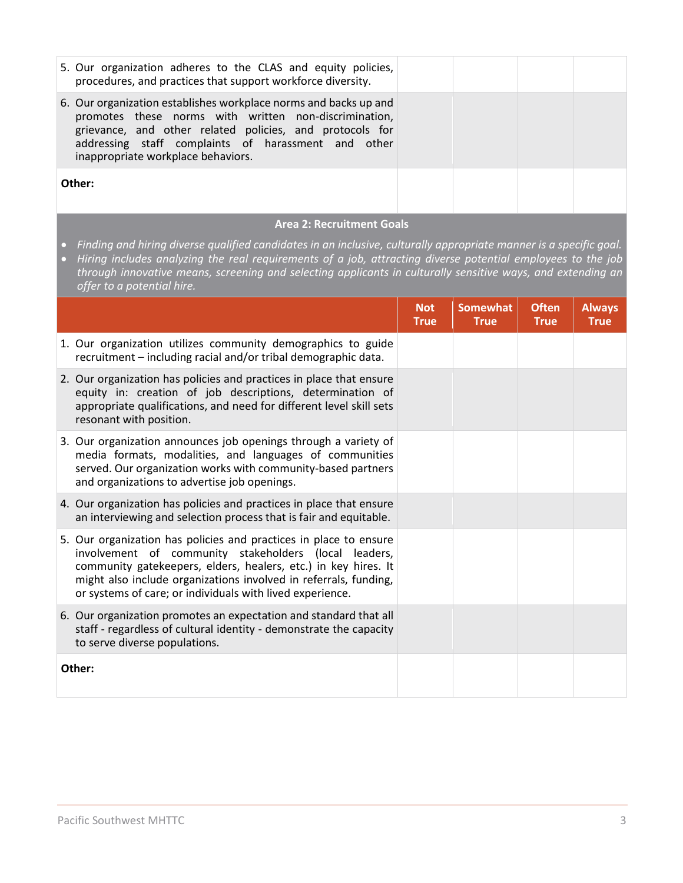| | Not True | Somewhat True | Often True | Always True |
|---|---|---|---|---|
| 5. Our organization adheres to the CLAS and equity policies, procedures, and practices that support workforce diversity. | | | | |
| 6. Our organization establishes workplace norms and backs up and promotes these norms with written non-discrimination, grievance, and other related policies, and protocols for addressing staff complaints of harassment and other inappropriate workplace behaviors. | | | | |
| **Other:** | | | | |

**Area 2: Recruitment Goals**

- *Finding and hiring diverse qualified candidates in an inclusive, culturally appropriate manner is a specific goal.*
- *Hiring includes analyzing the real requirements of a job, attracting diverse potential employees to the job through innovative means, screening and selecting applicants in culturally sensitive ways, and extending an offer to a potential hire.*

| | Not True | Somewhat True | Often True | Always True |
|---|---|---|---|---|
| 1. Our organization utilizes community demographics to guide recruitment – including racial and/or tribal demographic data. | | | | |
| 2. Our organization has policies and practices in place that ensure equity in: creation of job descriptions, determination of appropriate qualifications, and need for different level skill sets resonant with position. | | | | |
| 3. Our organization announces job openings through a variety of media formats, modalities, and languages of communities served. Our organization works with community-based partners and organizations to advertise job openings. | | | | |
| 4. Our organization has policies and practices in place that ensure an interviewing and selection process that is fair and equitable. | | | | |
| 5. Our organization has policies and practices in place to ensure involvement of community stakeholders (local leaders, community gatekeepers, elders, healers, etc.) in key hires. It might also include organizations involved in referrals, funding, or systems of care; or individuals with lived experience. | | | | |
| 6. Our organization promotes an expectation and standard that all staff - regardless of cultural identity - demonstrate the capacity to serve diverse populations. | | | | |
| **Other:** | | | | |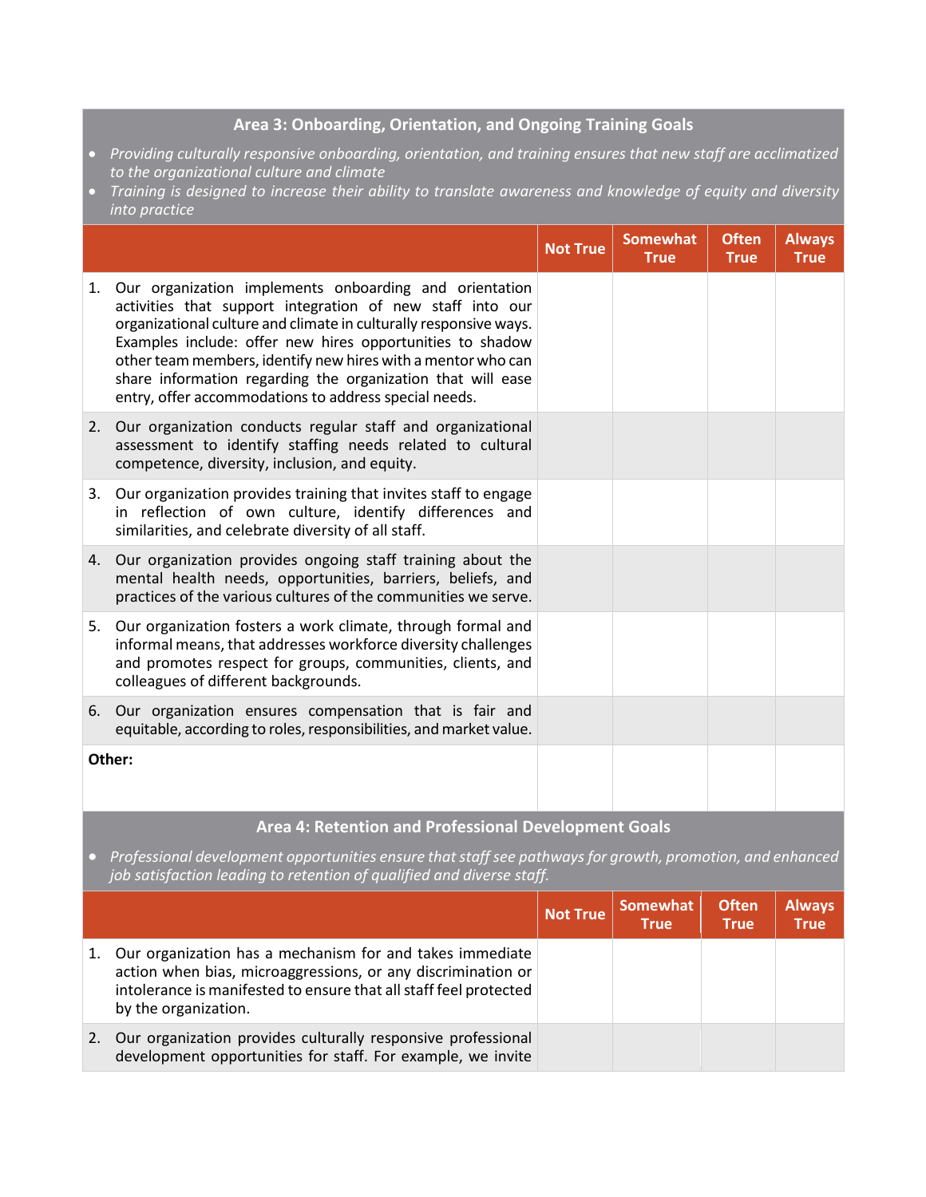## Area 3: Onboarding, Orientation, and Ongoing Training Goals

- *Providing culturally responsive onboarding, orientation, and training ensures that new staff are acclimatized to the organizational culture and climate*
- *Training is designed to increase their ability to translate awareness and knowledge of equity and diversity into practice*

| | Not True | Somewhat True | Often True | Always True |
|---|---|---|---|---|
| 1. Our organization implements onboarding and orientation activities that support integration of new staff into our organizational culture and climate in culturally responsive ways. Examples include: offer new hires opportunities to shadow other team members, identify new hires with a mentor who can share information regarding the organization that will ease entry, offer accommodations to address special needs. | | | | |
| 2. Our organization conducts regular staff and organizational assessment to identify staffing needs related to cultural competence, diversity, inclusion, and equity. | | | | |
| 3. Our organization provides training that invites staff to engage in reflection of own culture, identify differences and similarities, and celebrate diversity of all staff. | | | | |
| 4. Our organization provides ongoing staff training about the mental health needs, opportunities, barriers, beliefs, and practices of the various cultures of the communities we serve. | | | | |
| 5. Our organization fosters a work climate, through formal and informal means, that addresses workforce diversity challenges and promotes respect for groups, communities, clients, and colleagues of different backgrounds. | | | | |
| 6. Our organization ensures compensation that is fair and equitable, according to roles, responsibilities, and market value. | | | | |
| **Other:** | | | | |

## Area 4: Retention and Professional Development Goals

- *Professional development opportunities ensure that staff see pathways for growth, promotion, and enhanced job satisfaction leading to retention of qualified and diverse staff.*

| | Not True | Somewhat True | Often True | Always True |
|---|---|---|---|---|
| 1. Our organization has a mechanism for and takes immediate action when bias, microaggressions, or any discrimination or intolerance is manifested to ensure that all staff feel protected by the organization. | | | | |
| 2. Our organization provides culturally responsive professional development opportunities for staff. For example, we invite | | | | |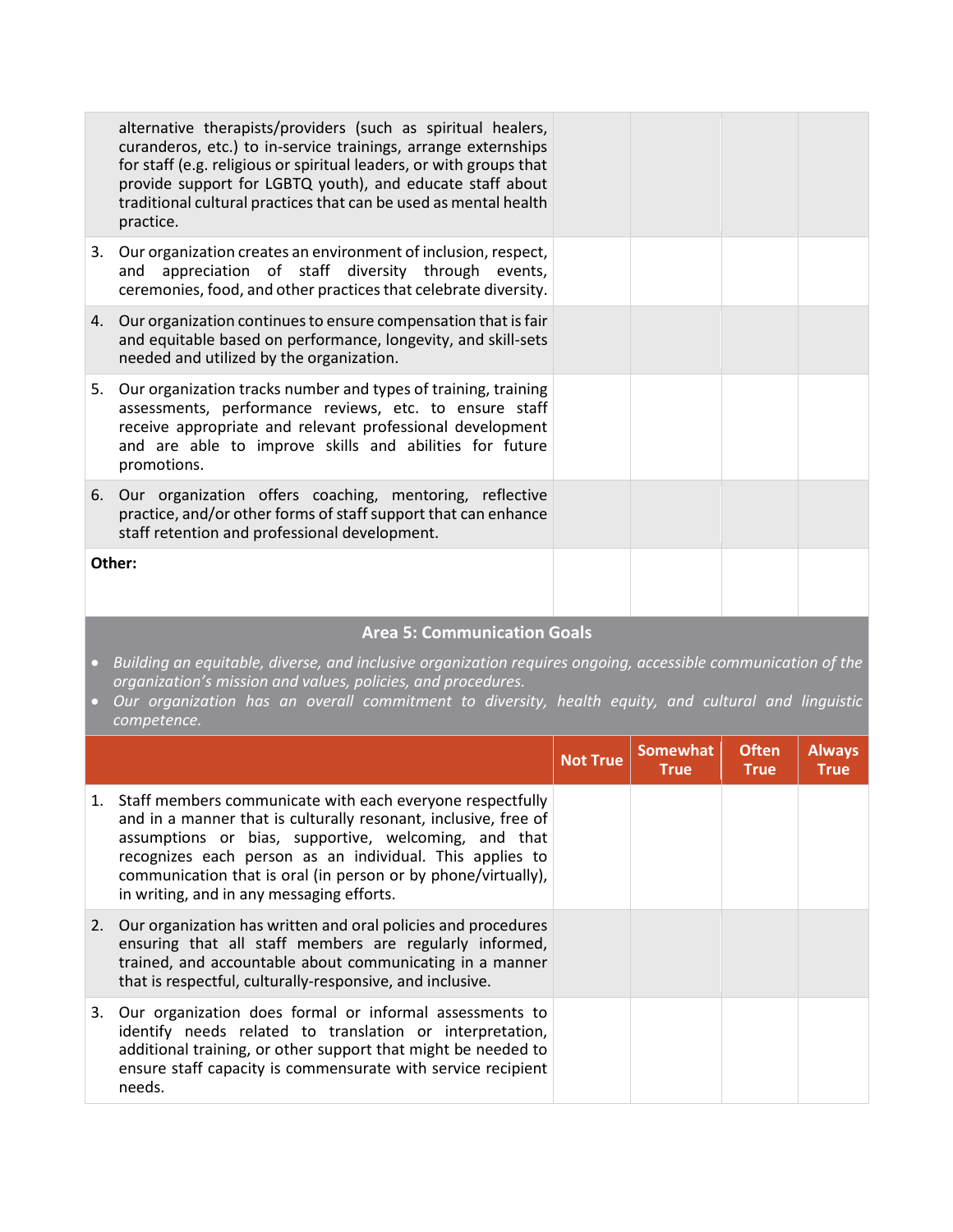| | Not True | Somewhat True | Often True | Always True |
|---|---|---|---|---|
| alternative therapists/providers (such as spiritual healers, curanderos, etc.) to in-service trainings, arrange externships for staff (e.g. religious or spiritual leaders, or with groups that provide support for LGBTQ youth), and educate staff about traditional cultural practices that can be used as mental health practice. | | | | |
| 3. Our organization creates an environment of inclusion, respect, and appreciation of staff diversity through events, ceremonies, food, and other practices that celebrate diversity. | | | | |
| 4. Our organization continues to ensure compensation that is fair and equitable based on performance, longevity, and skill-sets needed and utilized by the organization. | | | | |
| 5. Our organization tracks number and types of training, training assessments, performance reviews, etc. to ensure staff receive appropriate and relevant professional development and are able to improve skills and abilities for future promotions. | | | | |
| 6. Our organization offers coaching, mentoring, reflective practice, and/or other forms of staff support that can enhance staff retention and professional development. | | | | |
| **Other:** | | | | |

### Area 5: Communication Goals

- *Building an equitable, diverse, and inclusive organization requires ongoing, accessible communication of the organization's mission and values, policies, and procedures.*
- *Our organization has an overall commitment to diversity, health equity, and cultural and linguistic competence.*

| | Not True | Somewhat True | Often True | Always True |
|---|---|---|---|---|
| 1. Staff members communicate with each everyone respectfully and in a manner that is culturally resonant, inclusive, free of assumptions or bias, supportive, welcoming, and that recognizes each person as an individual. This applies to communication that is oral (in person or by phone/virtually), in writing, and in any messaging efforts. | | | | |
| 2. Our organization has written and oral policies and procedures ensuring that all staff members are regularly informed, trained, and accountable about communicating in a manner that is respectful, culturally-responsive, and inclusive. | | | | |
| 3. Our organization does formal or informal assessments to identify needs related to translation or interpretation, additional training, or other support that might be needed to ensure staff capacity is commensurate with service recipient needs. | | | | |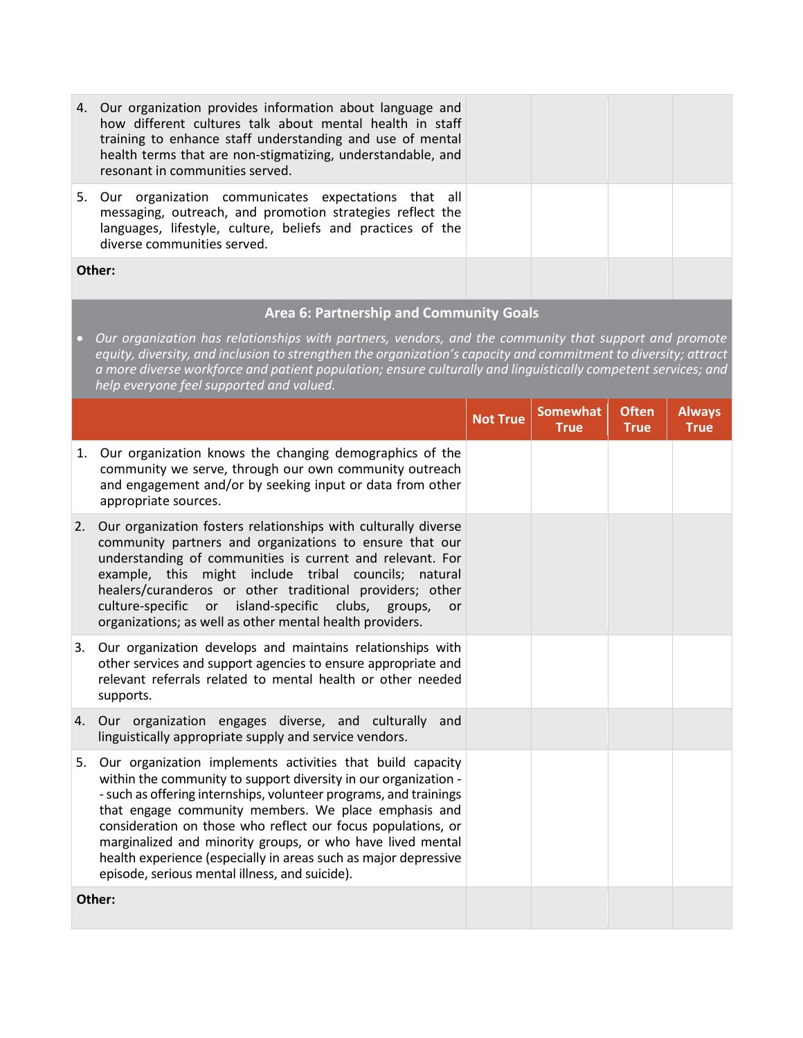| | Not True | Somewhat True | Often True | Always True |
|---|---|---|---|---|
| 4. Our organization provides information about language and how different cultures talk about mental health in staff training to enhance staff understanding and use of mental health terms that are non-stigmatizing, understandable, and resonant in communities served. | | | | |
| 5. Our organization communicates expectations that all messaging, outreach, and promotion strategies reflect the languages, lifestyle, culture, beliefs and practices of the diverse communities served. | | | | |
| **Other:** | | | | |

## Area 6: Partnership and Community Goals

- *Our organization has relationships with partners, vendors, and the community that support and promote equity, diversity, and inclusion to strengthen the organization's capacity and commitment to diversity; attract a more diverse workforce and patient population; ensure culturally and linguistically competent services; and help everyone feel supported and valued.*

| | Not True | Somewhat True | Often True | Always True |
|---|---|---|---|---|
| 1. Our organization knows the changing demographics of the community we serve, through our own community outreach and engagement and/or by seeking input or data from other appropriate sources. | | | | |
| 2. Our organization fosters relationships with culturally diverse community partners and organizations to ensure that our understanding of communities is current and relevant. For example, this might include tribal councils; natural healers/curanderos or other traditional providers; other culture-specific or island-specific clubs, groups, or organizations; as well as other mental health providers. | | | | |
| 3. Our organization develops and maintains relationships with other services and support agencies to ensure appropriate and relevant referrals related to mental health or other needed supports. | | | | |
| 4. Our organization engages diverse, and culturally and linguistically appropriate supply and service vendors. | | | | |
| 5. Our organization implements activities that build capacity within the community to support diversity in our organization -- such as offering internships, volunteer programs, and trainings that engage community members. We place emphasis and consideration on those who reflect our focus populations, or marginalized and minority groups, or who have lived mental health experience (especially in areas such as major depressive episode, serious mental illness, and suicide). | | | | |
| **Other:** | | | | |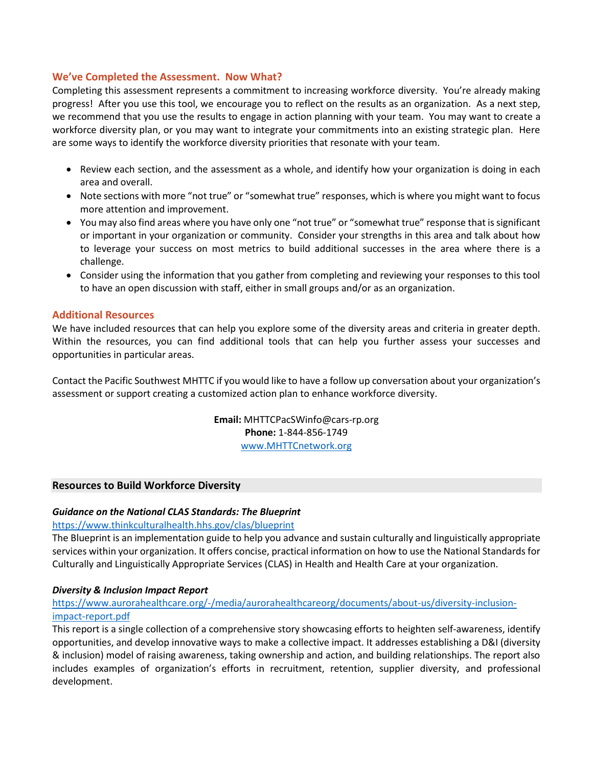## We've Completed the Assessment. Now What?

Completing this assessment represents a commitment to increasing workforce diversity. You're already making progress! After you use this tool, we encourage you to reflect on the results as an organization. As a next step, we recommend that you use the results to engage in action planning with your team. You may want to create a workforce diversity plan, or you may want to integrate your commitments into an existing strategic plan. Here are some ways to identify the workforce diversity priorities that resonate with your team.

- Review each section, and the assessment as a whole, and identify how your organization is doing in each area and overall.
- Note sections with more "not true" or "somewhat true" responses, which is where you might want to focus more attention and improvement.
- You may also find areas where you have only one "not true" or "somewhat true" response that is significant or important in your organization or community. Consider your strengths in this area and talk about how to leverage your success on most metrics to build additional successes in the area where there is a challenge.
- Consider using the information that you gather from completing and reviewing your responses to this tool to have an open discussion with staff, either in small groups and/or as an organization.

## Additional Resources

We have included resources that can help you explore some of the diversity areas and criteria in greater depth. Within the resources, you can find additional tools that can help you further assess your successes and opportunities in particular areas.

Contact the Pacific Southwest MHTTC if you would like to have a follow up conversation about your organization's assessment or support creating a customized action plan to enhance workforce diversity.

**Email:** MHTTCPacSWinfo@cars-rp.org
**Phone:** 1-844-856-1749
[www.MHTTCnetwork.org](http://www.MHTTCnetwork.org)

### Resources to Build Workforce Diversity

***Guidance on the National CLAS Standards: The Blueprint***
[https://www.thinkculturalhealth.hhs.gov/clas/blueprint](https://www.thinkculturalhealth.hhs.gov/clas/blueprint)
The Blueprint is an implementation guide to help you advance and sustain culturally and linguistically appropriate services within your organization. It offers concise, practical information on how to use the National Standards for Culturally and Linguistically Appropriate Services (CLAS) in Health and Health Care at your organization.

***Diversity & Inclusion Impact Report***
[https://www.aurorahealthcare.org/-/media/aurorahealthcareorg/documents/about-us/diversity-inclusion-impact-report.pdf](https://www.aurorahealthcare.org/-/media/aurorahealthcareorg/documents/about-us/diversity-inclusion-impact-report.pdf)
This report is a single collection of a comprehensive story showcasing efforts to heighten self-awareness, identify opportunities, and develop innovative ways to make a collective impact. It addresses establishing a D&I (diversity & inclusion) model of raising awareness, taking ownership and action, and building relationships. The report also includes examples of organization's efforts in recruitment, retention, supplier diversity, and professional development.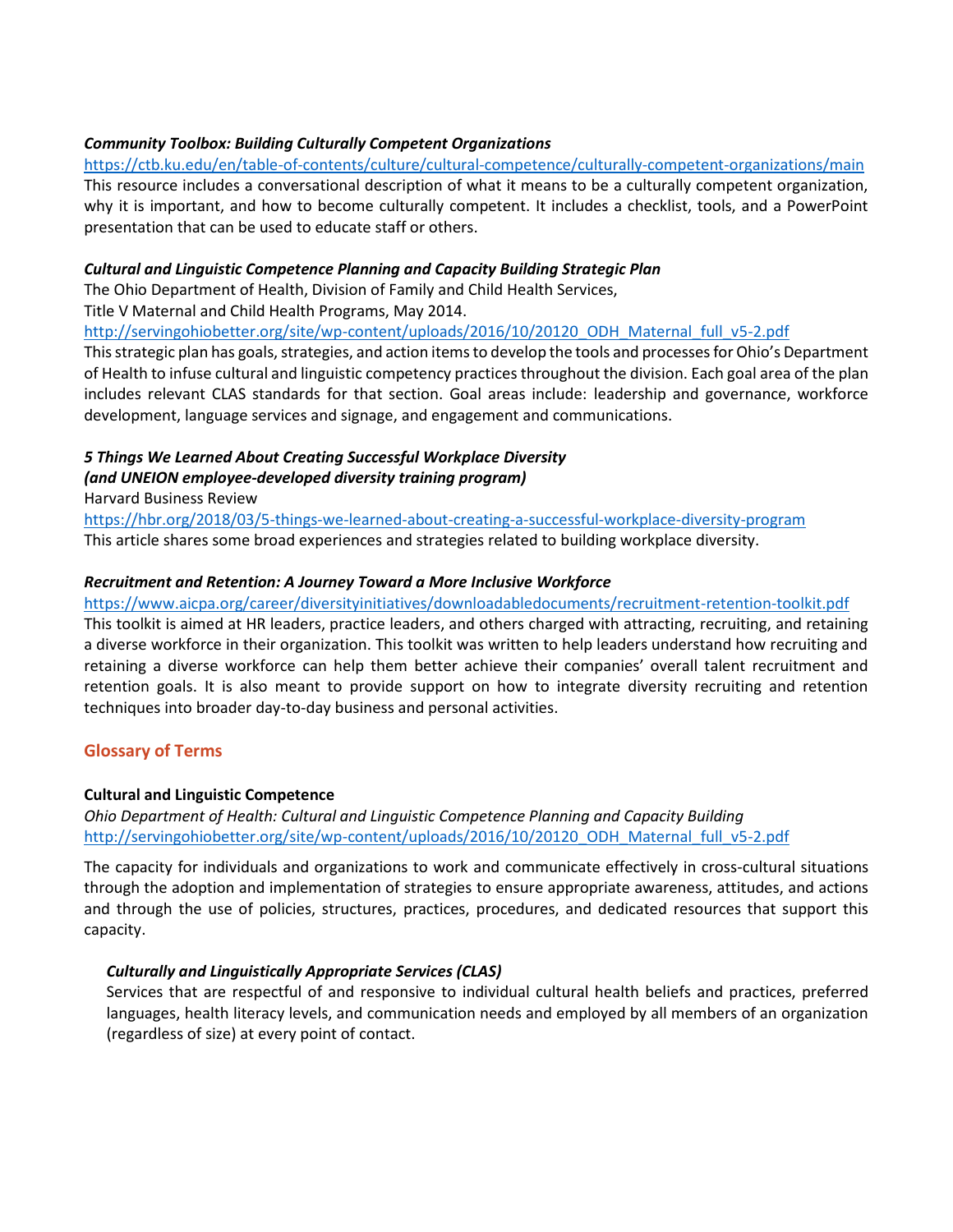***Community Toolbox: Building Culturally Competent Organizations***

https://ctb.ku.edu/en/table-of-contents/culture/cultural-competence/culturally-competent-organizations/main

This resource includes a conversational description of what it means to be a culturally competent organization, why it is important, and how to become culturally competent. It includes a checklist, tools, and a PowerPoint presentation that can be used to educate staff or others.

***Cultural and Linguistic Competence Planning and Capacity Building Strategic Plan***

The Ohio Department of Health, Division of Family and Child Health Services,
Title V Maternal and Child Health Programs, May 2014.

http://servingohiobetter.org/site/wp-content/uploads/2016/10/20120_ODH_Maternal_full_v5-2.pdf

This strategic plan has goals, strategies, and action items to develop the tools and processes for Ohio's Department of Health to infuse cultural and linguistic competency practices throughout the division. Each goal area of the plan includes relevant CLAS standards for that section. Goal areas include: leadership and governance, workforce development, language services and signage, and engagement and communications.

***5 Things We Learned About Creating Successful Workplace Diversity***
***(and UNEION employee-developed diversity training program)***

Harvard Business Review

https://hbr.org/2018/03/5-things-we-learned-about-creating-a-successful-workplace-diversity-program

This article shares some broad experiences and strategies related to building workplace diversity.

***Recruitment and Retention: A Journey Toward a More Inclusive Workforce***

https://www.aicpa.org/career/diversityinitiatives/downloadabledocuments/recruitment-retention-toolkit.pdf

This toolkit is aimed at HR leaders, practice leaders, and others charged with attracting, recruiting, and retaining a diverse workforce in their organization. This toolkit was written to help leaders understand how recruiting and retaining a diverse workforce can help them better achieve their companies' overall talent recruitment and retention goals. It is also meant to provide support on how to integrate diversity recruiting and retention techniques into broader day-to-day business and personal activities.

## Glossary of Terms

**Cultural and Linguistic Competence**

*Ohio Department of Health: Cultural and Linguistic Competence Planning and Capacity Building*

http://servingohiobetter.org/site/wp-content/uploads/2016/10/20120_ODH_Maternal_full_v5-2.pdf

The capacity for individuals and organizations to work and communicate effectively in cross-cultural situations through the adoption and implementation of strategies to ensure appropriate awareness, attitudes, and actions and through the use of policies, structures, practices, procedures, and dedicated resources that support this capacity.

***Culturally and Linguistically Appropriate Services (CLAS)***

Services that are respectful of and responsive to individual cultural health beliefs and practices, preferred languages, health literacy levels, and communication needs and employed by all members of an organization (regardless of size) at every point of contact.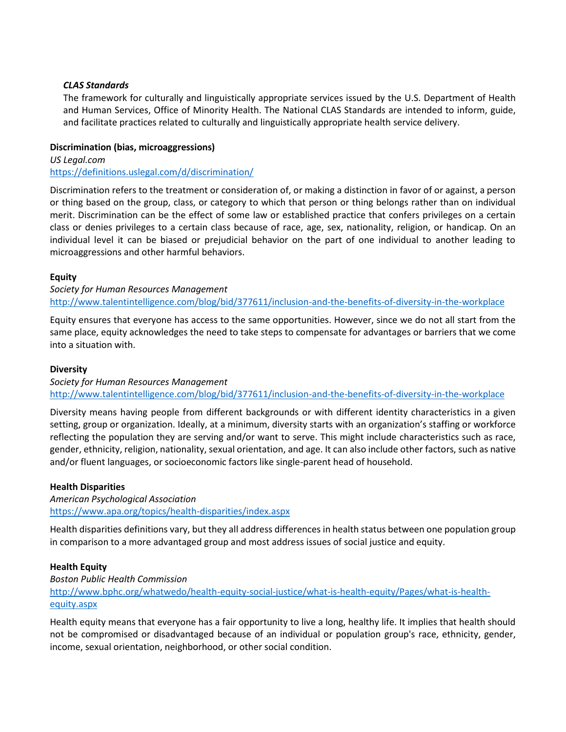***CLAS Standards***

The framework for culturally and linguistically appropriate services issued by the U.S. Department of Health and Human Services, Office of Minority Health. The National CLAS Standards are intended to inform, guide, and facilitate practices related to culturally and linguistically appropriate health service delivery.

**Discrimination (bias, microaggressions)**

*US Legal.com*

https://definitions.uslegal.com/d/discrimination/

Discrimination refers to the treatment or consideration of, or making a distinction in favor of or against, a person or thing based on the group, class, or category to which that person or thing belongs rather than on individual merit. Discrimination can be the effect of some law or established practice that confers privileges on a certain class or denies privileges to a certain class because of race, age, sex, nationality, religion, or handicap. On an individual level it can be biased or prejudicial behavior on the part of one individual to another leading to microaggressions and other harmful behaviors.

**Equity**

*Society for Human Resources Management*

http://www.talentintelligence.com/blog/bid/377611/inclusion-and-the-benefits-of-diversity-in-the-workplace

Equity ensures that everyone has access to the same opportunities. However, since we do not all start from the same place, equity acknowledges the need to take steps to compensate for advantages or barriers that we come into a situation with.

**Diversity**

*Society for Human Resources Management*

http://www.talentintelligence.com/blog/bid/377611/inclusion-and-the-benefits-of-diversity-in-the-workplace

Diversity means having people from different backgrounds or with different identity characteristics in a given setting, group or organization. Ideally, at a minimum, diversity starts with an organization's staffing or workforce reflecting the population they are serving and/or want to serve. This might include characteristics such as race, gender, ethnicity, religion, nationality, sexual orientation, and age. It can also include other factors, such as native and/or fluent languages, or socioeconomic factors like single-parent head of household.

**Health Disparities**

*American Psychological Association*

https://www.apa.org/topics/health-disparities/index.aspx

Health disparities definitions vary, but they all address differences in health status between one population group in comparison to a more advantaged group and most address issues of social justice and equity.

**Health Equity**

*Boston Public Health Commission*

http://www.bphc.org/whatwedo/health-equity-social-justice/what-is-health-equity/Pages/what-is-health-equity.aspx

Health equity means that everyone has a fair opportunity to live a long, healthy life. It implies that health should not be compromised or disadvantaged because of an individual or population group's race, ethnicity, gender, income, sexual orientation, neighborhood, or other social condition.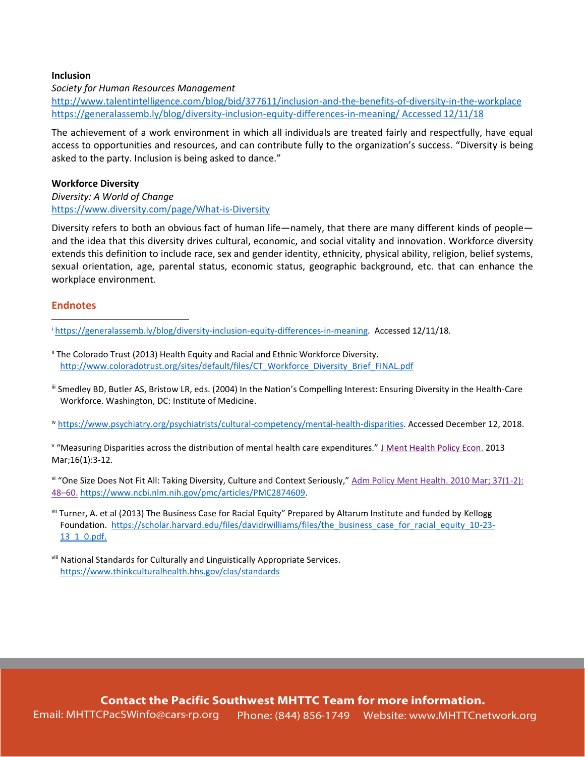**Inclusion**

*Society for Human Resources Management*

http://www.talentintelligence.com/blog/bid/377611/inclusion-and-the-benefits-of-diversity-in-the-workplace
https://generalassemb.ly/blog/diversity-inclusion-equity-differences-in-meaning/ Accessed 12/11/18

The achievement of a work environment in which all individuals are treated fairly and respectfully, have equal access to opportunities and resources, and can contribute fully to the organization's success. "Diversity is being asked to the party. Inclusion is being asked to dance."

**Workforce Diversity**

*Diversity: A World of Change*

https://www.diversity.com/page/What-is-Diversity

Diversity refers to both an obvious fact of human life—namely, that there are many different kinds of people—and the idea that this diversity drives cultural, economic, and social vitality and innovation. Workforce diversity extends this definition to include race, sex and gender identity, ethnicity, physical ability, religion, belief systems, sexual orientation, age, parental status, economic status, geographic background, etc. that can enhance the workplace environment.

## Endnotes

[i] https://generalassemb.ly/blog/diversity-inclusion-equity-differences-in-meaning. Accessed 12/11/18.

[ii] The Colorado Trust (2013) Health Equity and Racial and Ethnic Workforce Diversity. http://www.coloradotrust.org/sites/default/files/CT_Workforce_Diversity_Brief_FINAL.pdf

[iii] Smedley BD, Butler AS, Bristow LR, eds. (2004) In the Nation's Compelling Interest: Ensuring Diversity in the Health-Care Workforce. Washington, DC: Institute of Medicine.

[iv] https://www.psychiatry.org/psychiatrists/cultural-competency/mental-health-disparities. Accessed December 12, 2018.

[v] "Measuring Disparities across the distribution of mental health care expenditures." J Ment Health Policy Econ. 2013 Mar;16(1):3-12.

[vi] "One Size Does Not Fit All: Taking Diversity, Culture and Context Seriously," Adm Policy Ment Health. 2010 Mar; 37(1-2): 48–60. https://www.ncbi.nlm.nih.gov/pmc/articles/PMC2874609.

[vii] Turner, A. et al (2013) The Business Case for Racial Equity" Prepared by Altarum Institute and funded by Kellogg Foundation. https://scholar.harvard.edu/files/davidrwilliams/files/the_business_case_for_racial_equity_10-23-13_1_0.pdf.

[viii] National Standards for Culturally and Linguistically Appropriate Services. https://www.thinkculturalhealth.hhs.gov/clas/standards

**Contact the Pacific Southwest MHTTC Team for more information.**

Email: MHTTCPacSWinfo@cars-rp.org Phone: (844) 856-1749 Website: www.MHTTCnetwork.org